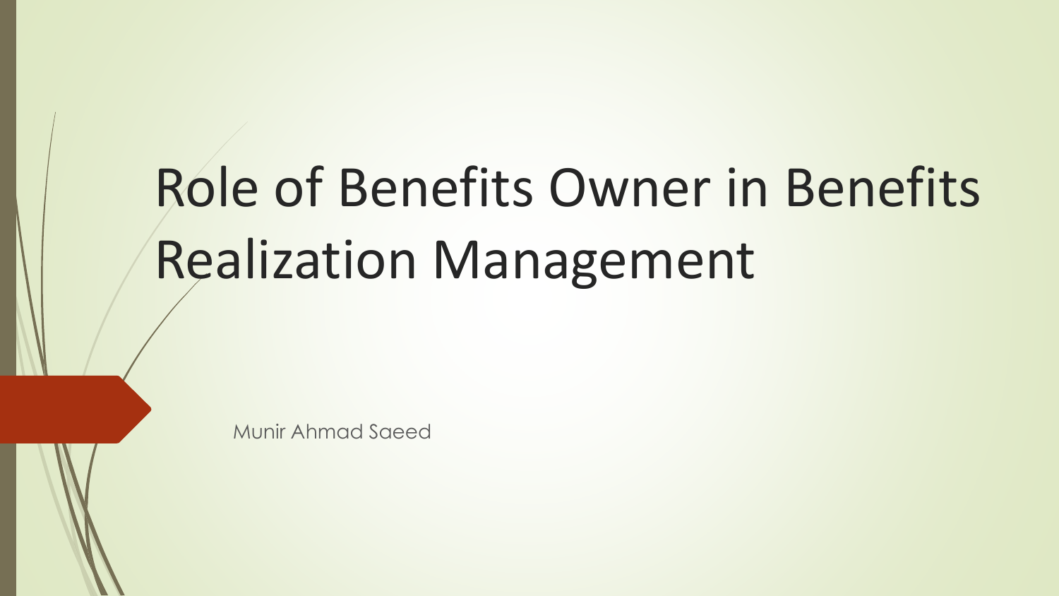# Role of Benefits Owner in Benefits Realization Management

Munir Ahmad Saeed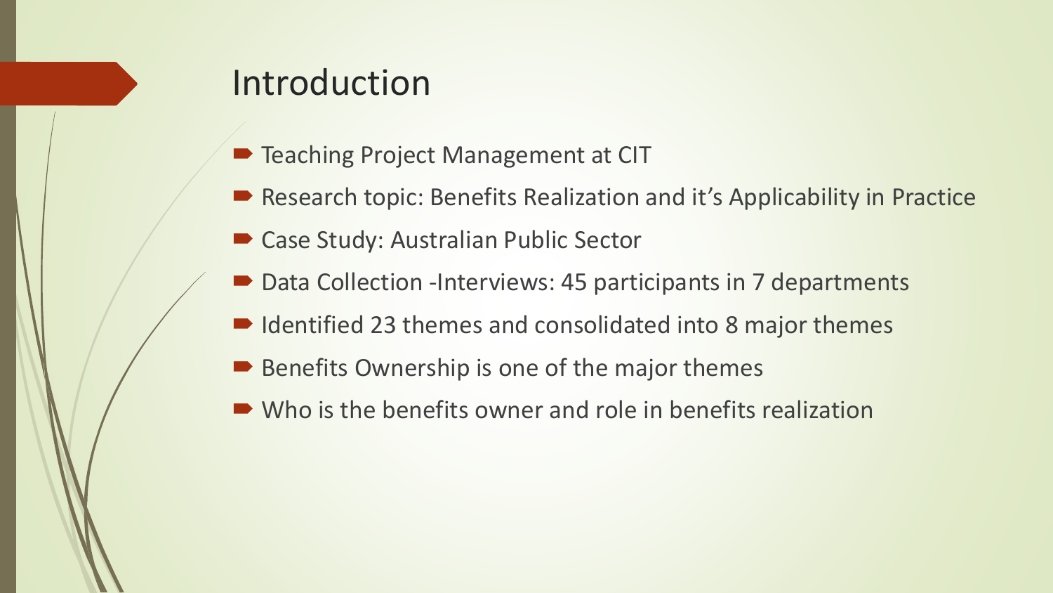# Introduction

- Teaching Project Management at CIT
- Research topic: Benefits Realization and it's Applicability in Practice
- Case Study: Australian Public Sector
- Data Collection -Interviews: 45 participants in 7 departments
- Identified 23 themes and consolidated into 8 major themes
- Benefits Ownership is one of the major themes
- Who is the benefits owner and role in benefits realization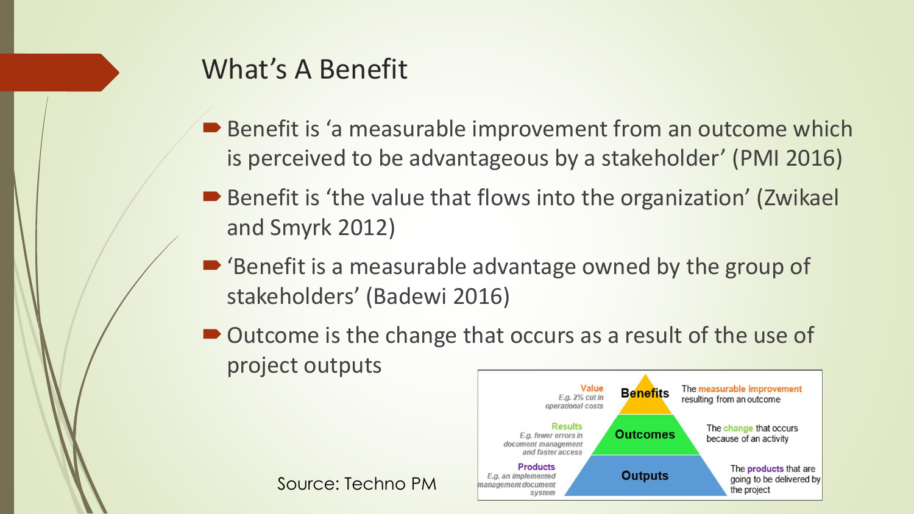## What's A Benefit

- Benefit is 'a measurable improvement from an outcome which is perceived to be advantageous by a stakeholder' (PMI 2016)
- Benefit is 'the value that flows into the organization' (Zwikael and Smyrk 2012)
- 'Benefit is a measurable advantage owned by the group of stakeholders' (Badewi 2016)
- Outcome is the change that occurs as a result of the use of project outputs

| Example | Level | Description |
|---|---|---|
| **Value** *E.g. 2% cut in operational costs* | **Benefits** | The measurable improvement resulting from an outcome |
| **Results** *E.g. fewer errors in document management and faster access* | **Outcomes** | The change that occurs because of an activity |
| **Products** *E.g. an implemented management document system* | **Outputs** | The products that are going to be delivered by the project |

Source: Techno PM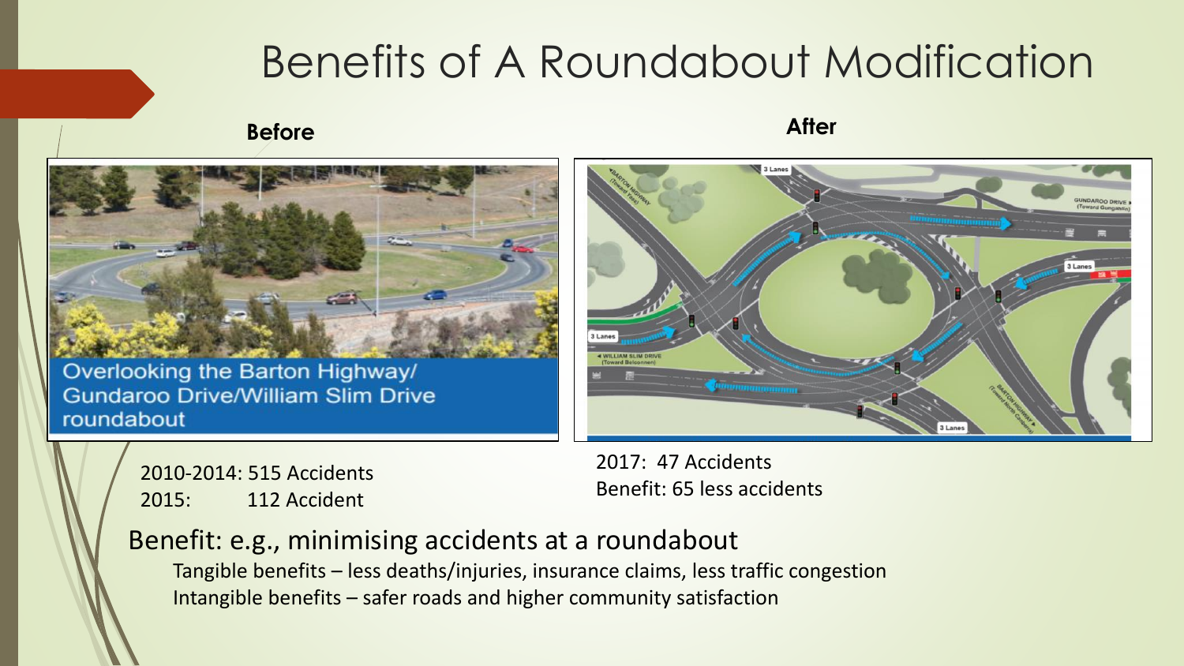# Benefits of A Roundabout Modification

**Before**

**After**

Overlooking the Barton Highway/ Gundaroo Drive/William Slim Drive roundabout

2010-2014: 515 Accidents
2015: 112 Accident

2017: 47 Accidents
Benefit: 65 less accidents

Benefit: e.g., minimising accidents at a roundabout

- Tangible benefits – less deaths/injuries, insurance claims, less traffic congestion
- Intangible benefits – safer roads and higher community satisfaction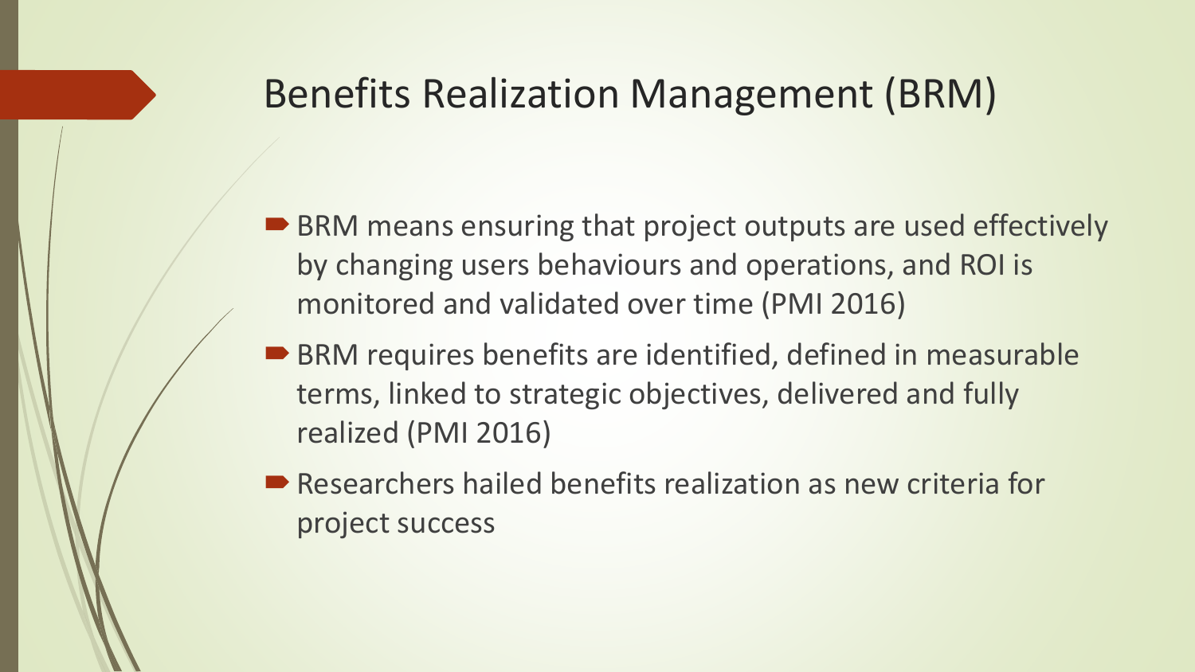# Benefits Realization Management (BRM)

- BRM means ensuring that project outputs are used effectively by changing users behaviours and operations, and ROI is monitored and validated over time (PMI 2016)
- BRM requires benefits are identified, defined in measurable terms, linked to strategic objectives, delivered and fully realized (PMI 2016)
- Researchers hailed benefits realization as new criteria for project success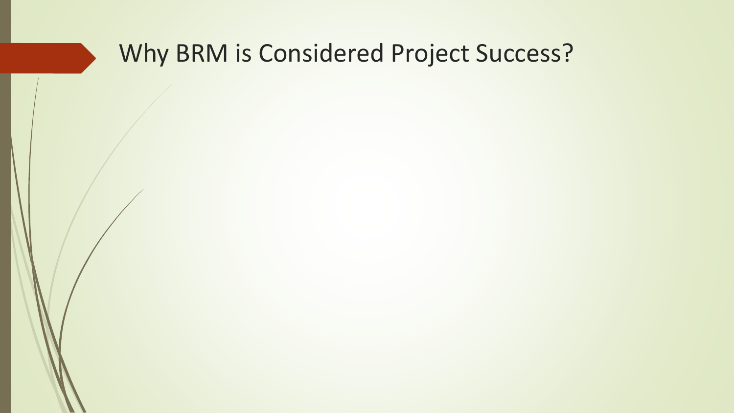# Why BRM is Considered Project Success?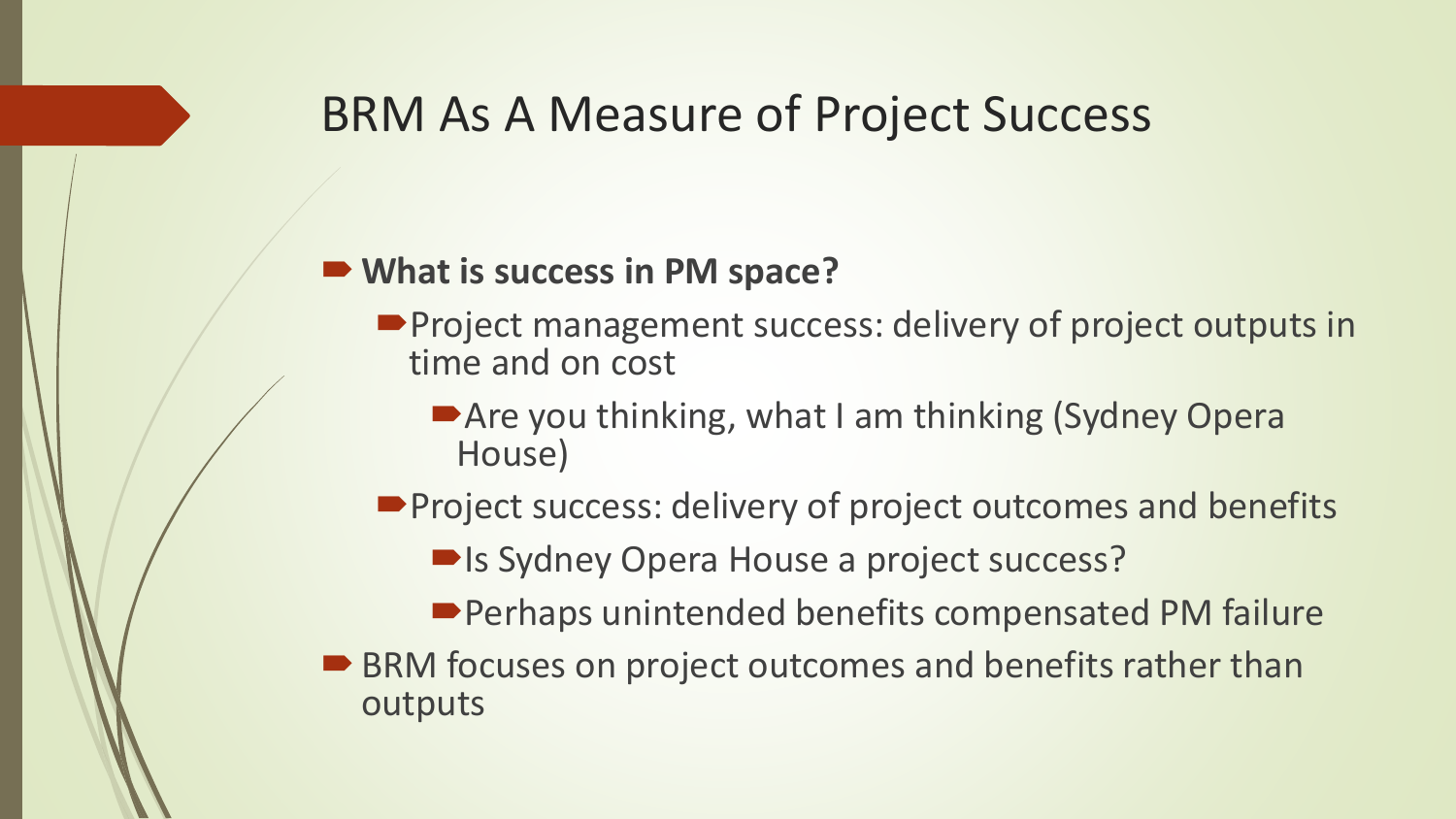# BRM As A Measure of Project Success

- **What is success in PM space?**
  - Project management success: delivery of project outputs in time and on cost
    - Are you thinking, what I am thinking (Sydney Opera House)
  - Project success: delivery of project outcomes and benefits
    - Is Sydney Opera House a project success?
    - Perhaps unintended benefits compensated PM failure
- BRM focuses on project outcomes and benefits rather than outputs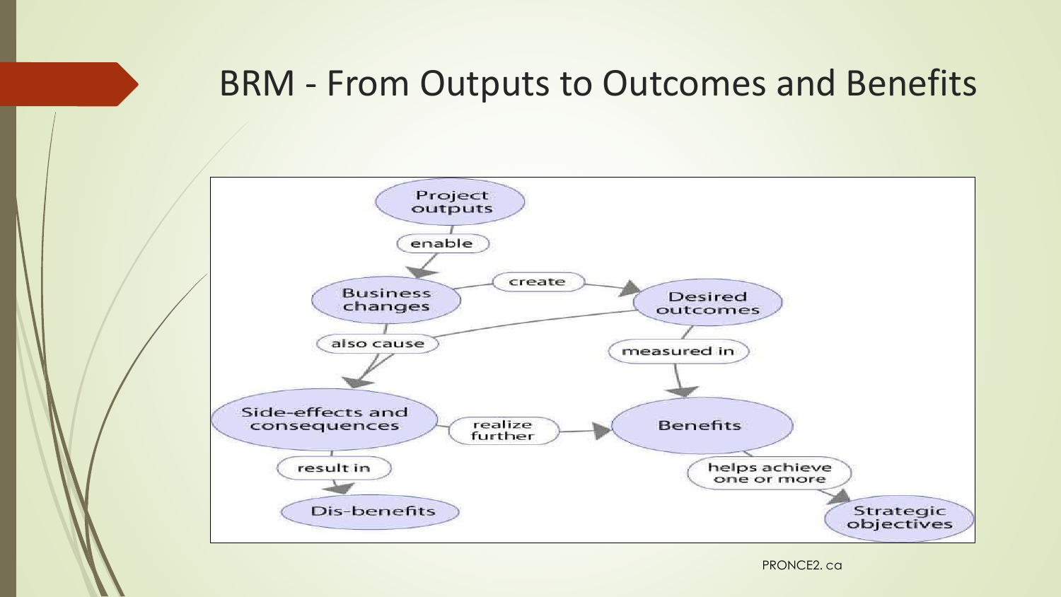# BRM - From Outputs to Outcomes and Benefits

Project outputs → enable → Business changes

Business changes → create → Desired outcomes

Business changes → also cause → Side-effects and consequences

Desired outcomes → also cause → Side-effects and consequences

Desired outcomes → measured in → Benefits

Side-effects and consequences → realize further → Benefits

Side-effects and consequences → result in → Dis-benefits

Benefits → helps achieve one or more → Strategic objectives

PRONCE2. ca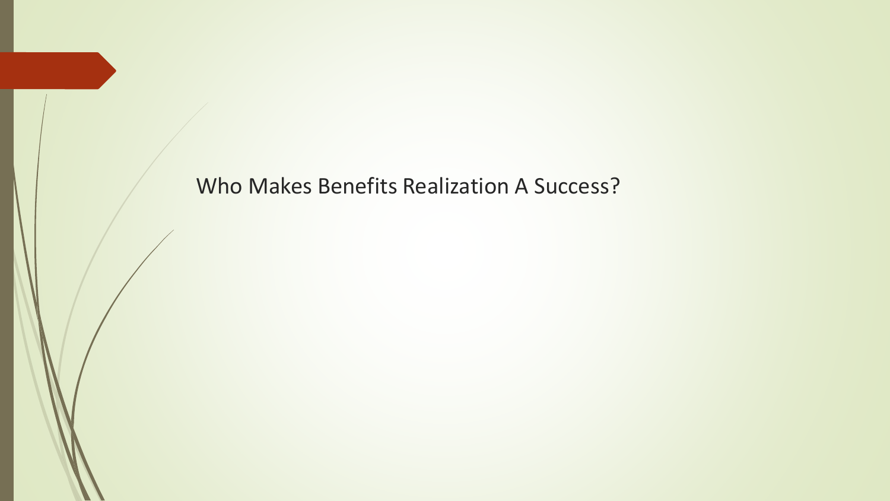# Who Makes Benefits Realization A Success?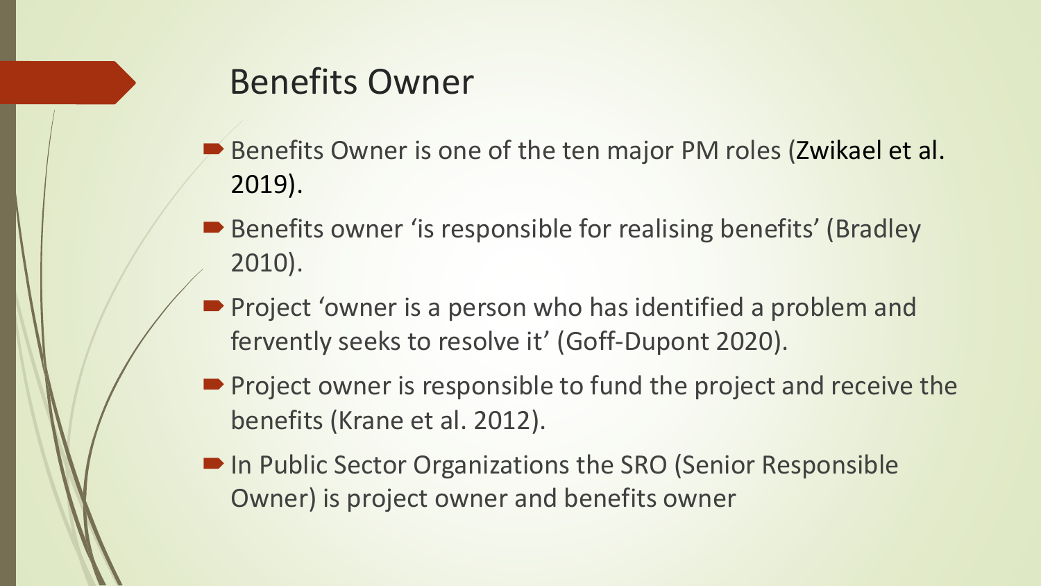# Benefits Owner

- Benefits Owner is one of the ten major PM roles (Zwikael et al. 2019).
- Benefits owner 'is responsible for realising benefits' (Bradley 2010).
- Project 'owner is a person who has identified a problem and fervently seeks to resolve it' (Goff-Dupont 2020).
- Project owner is responsible to fund the project and receive the benefits (Krane et al. 2012).
- In Public Sector Organizations the SRO (Senior Responsible Owner) is project owner and benefits owner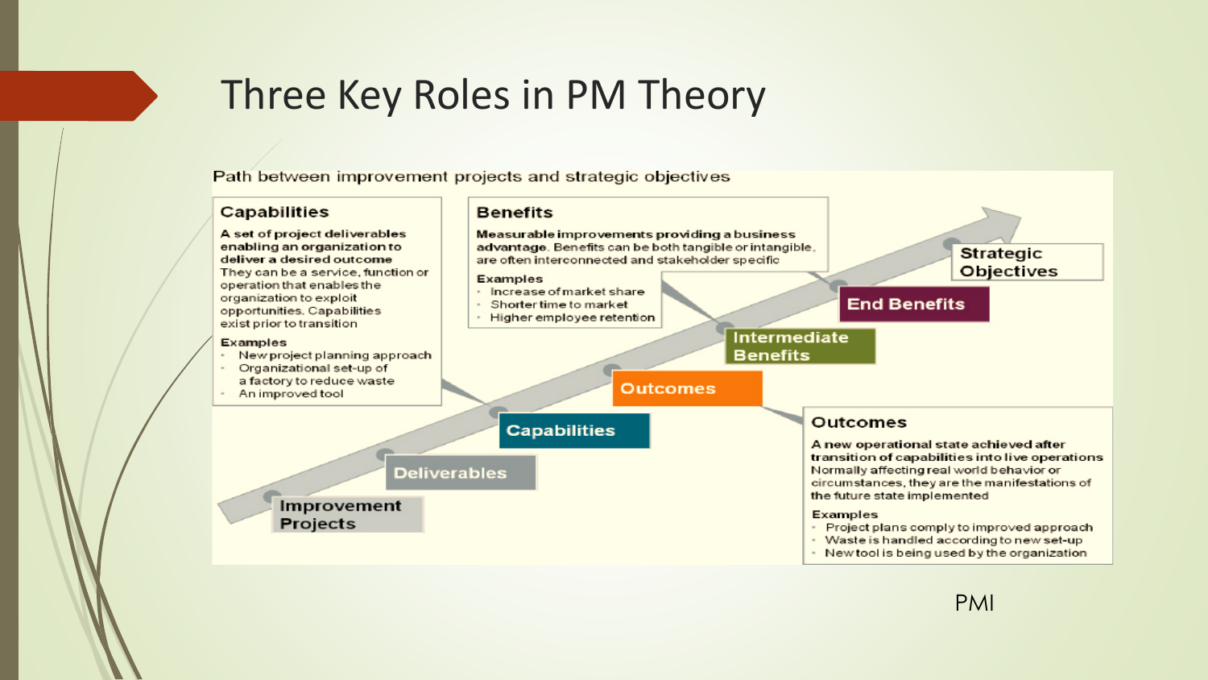# Three Key Roles in PM Theory

Path between improvement projects and strategic objectives

**Capabilities**

**A set of project deliverables enabling an organization to deliver a desired outcome**
They can be a service, function or operation that enables the organization to exploit opportunities. Capabilities exist prior to transition

**Examples**
- New project planning approach
- Organizational set-up of a factory to reduce waste
- An improved tool

**Benefits**

**Measurable improvements providing a business advantage.** Benefits can be both tangible or intangible, are often interconnected and stakeholder specific

**Examples**
- Increase of market share
- Shorter time to market
- Higher employee retention

Improvement Projects → Deliverables → Capabilities → Outcomes → Intermediate Benefits → End Benefits → Strategic Objectives

**Outcomes**

**A new operational state achieved after transition of capabilities into live operations**
Normally affecting real world behavior or circumstances, they are the manifestations of the future state implemented

**Examples**
- Project plans comply to improved approach
- Waste is handled according to new set-up
- New tool is being used by the organization

PMI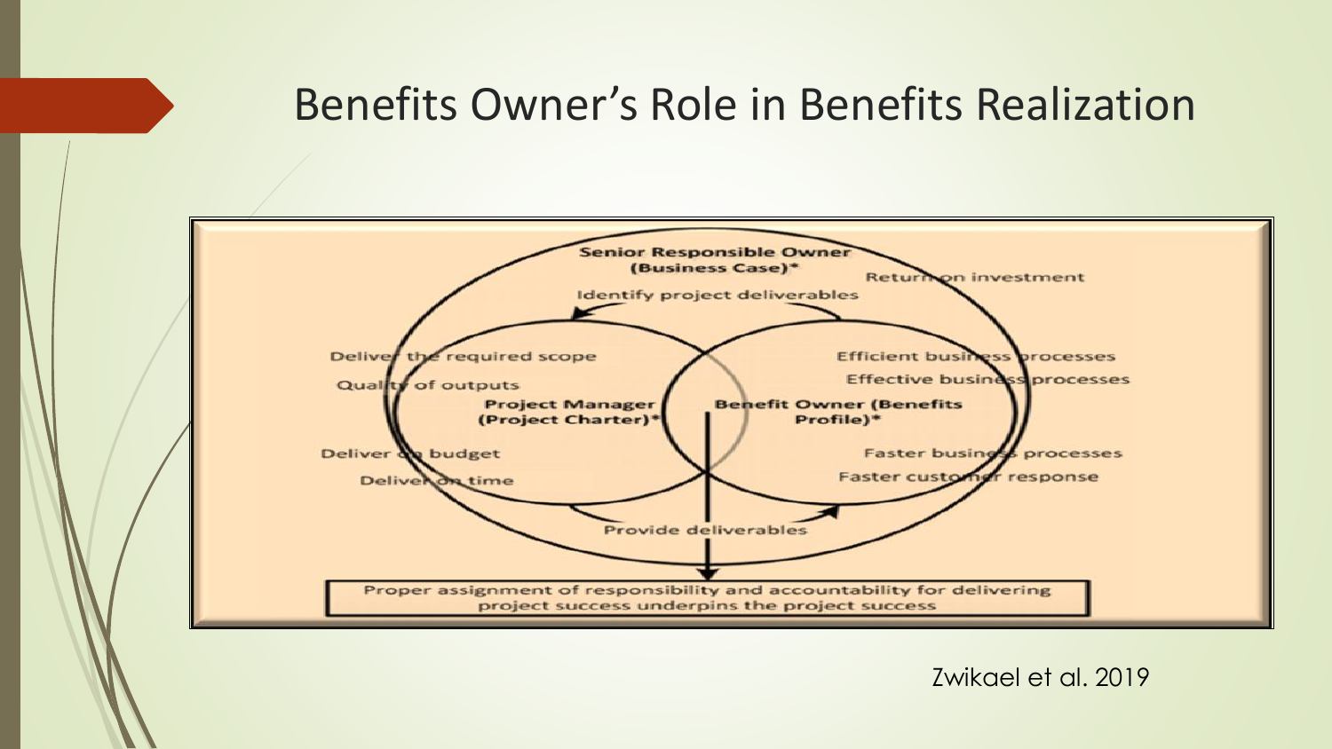# Benefits Owner's Role in Benefits Realization

Senior Responsible Owner (Business Case)*

Return on investment

Identify project deliverables

Deliver the required scope

Quality of outputs

Project Manager (Project Charter)*

Deliver on budget

Deliver on time

Efficient business processes

Effective business processes

Benefit Owner (Benefits Profile)*

Faster business processes

Faster customer response

Provide deliverables

Proper assignment of responsibility and accountability for delivering project success underpins the project success

Zwikael et al. 2019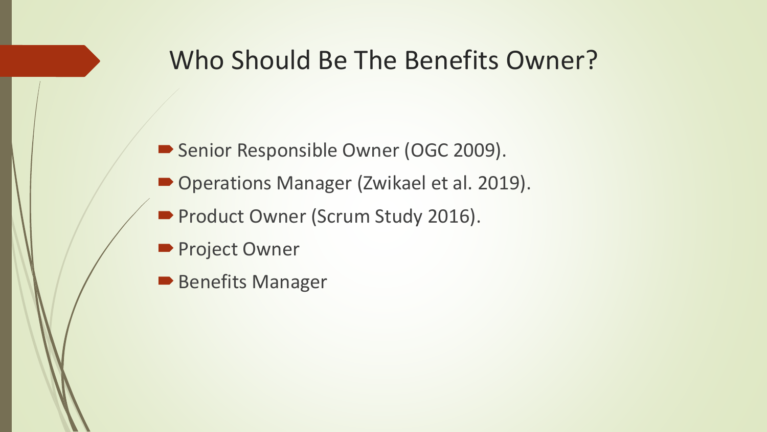# Who Should Be The Benefits Owner?

- Senior Responsible Owner (OGC 2009).
- Operations Manager (Zwikael et al. 2019).
- Product Owner (Scrum Study 2016).
- Project Owner
- Benefits Manager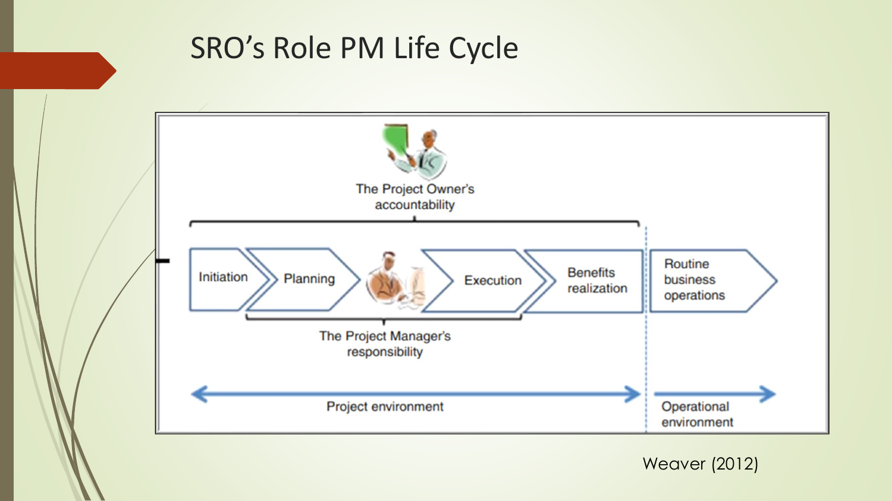# SRO’s Role PM Life Cycle

The Project Owner's accountability

Initiation → Planning → Execution → Benefits realization → Routine business operations

The Project Manager's responsibility

Project environment | Operational environment

Weaver (2012)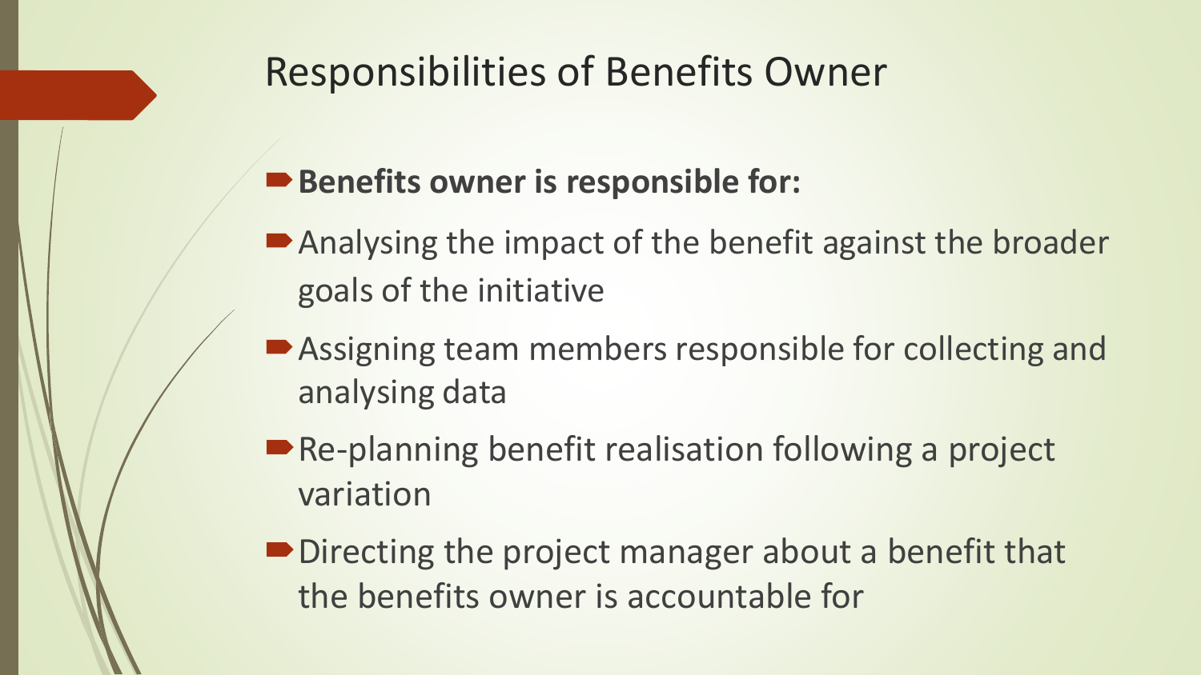# Responsibilities of Benefits Owner

- **Benefits owner is responsible for:**
- Analysing the impact of the benefit against the broader goals of the initiative
- Assigning team members responsible for collecting and analysing data
- Re-planning benefit realisation following a project variation
- Directing the project manager about a benefit that the benefits owner is accountable for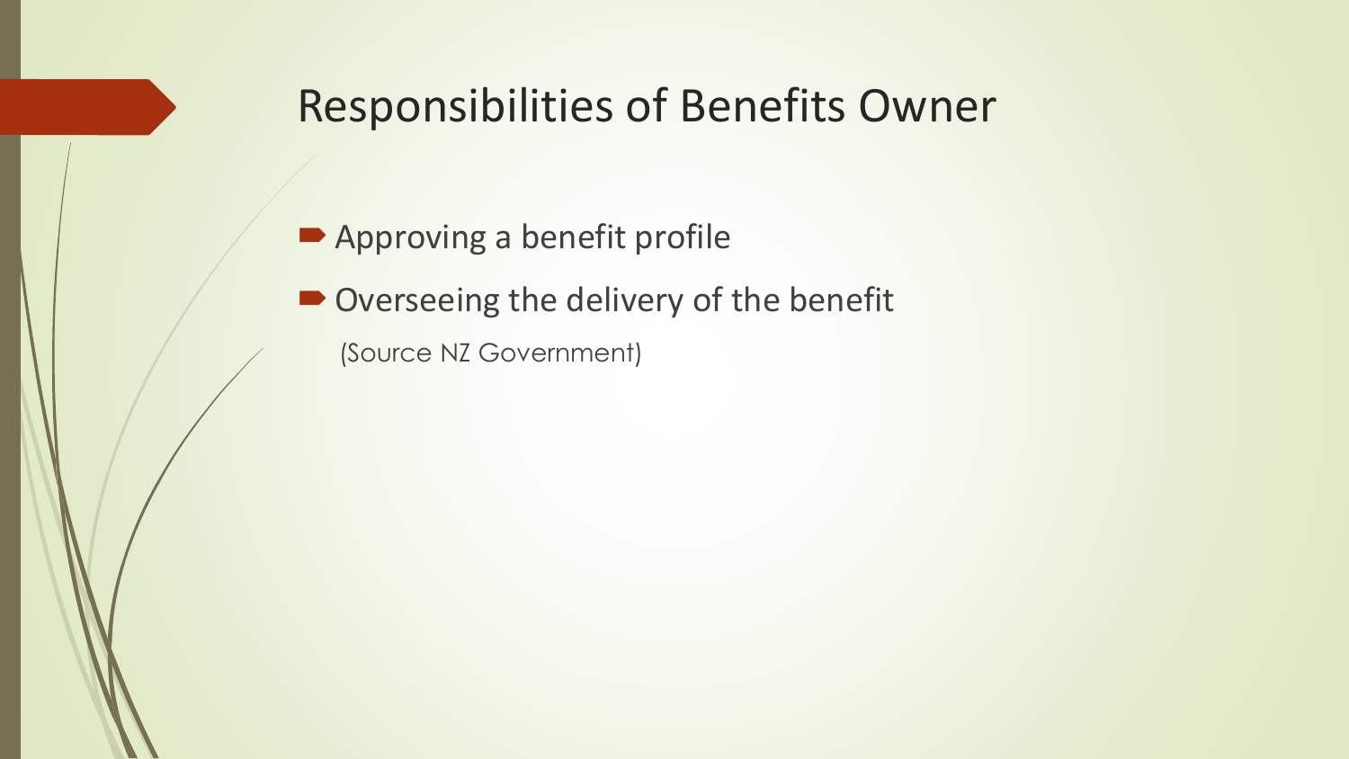# Responsibilities of Benefits Owner

- Approving a benefit profile
- Overseeing the delivery of the benefit

  (Source NZ Government)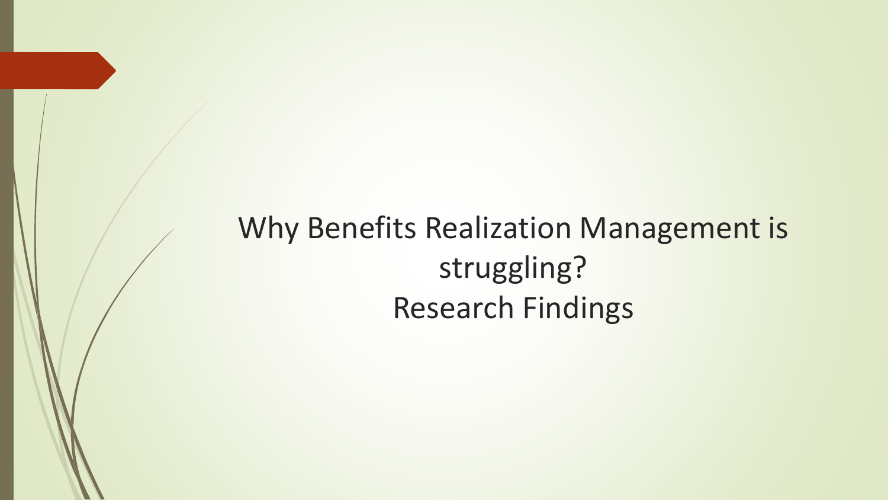# Why Benefits Realization Management is struggling?

# Research Findings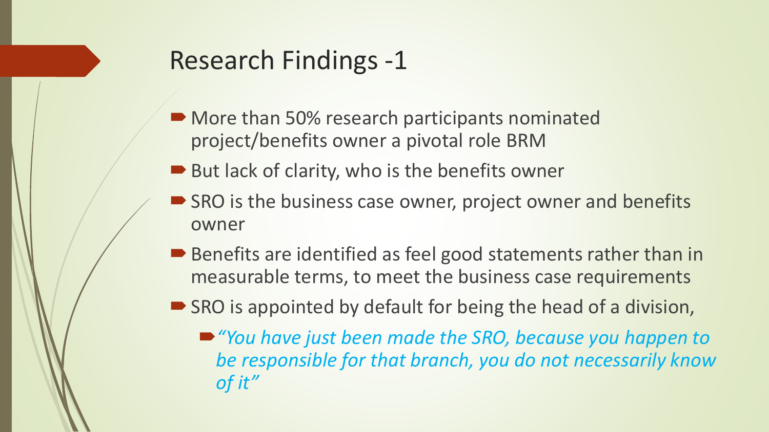# Research Findings -1

- More than 50% research participants nominated project/benefits owner a pivotal role BRM
- But lack of clarity, who is the benefits owner
- SRO is the business case owner, project owner and benefits owner
- Benefits are identified as feel good statements rather than in measurable terms, to meet the business case requirements
- SRO is appointed by default for being the head of a division,
  - *"You have just been made the SRO, because you happen to be responsible for that branch, you do not necessarily know of it"*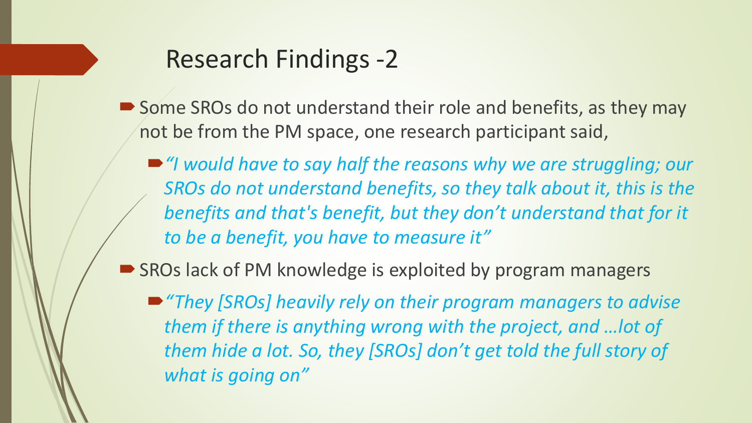# Research Findings -2

- Some SROs do not understand their role and benefits, as they may not be from the PM space, one research participant said,
  - *"I would have to say half the reasons why we are struggling; our SROs do not understand benefits, so they talk about it, this is the benefits and that's benefit, but they don't understand that for it to be a benefit, you have to measure it"*
- SROs lack of PM knowledge is exploited by program managers
  - *"They [SROs] heavily rely on their program managers to advise them if there is anything wrong with the project, and …lot of them hide a lot. So, they [SROs] don't get told the full story of what is going on"*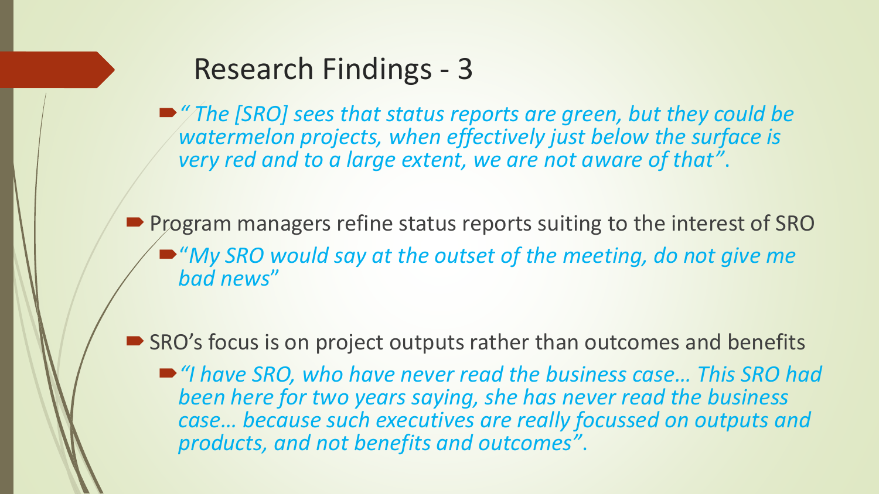# Research Findings - 3

- *" The [SRO] sees that status reports are green, but they could be watermelon projects, when effectively just below the surface is very red and to a large extent, we are not aware of that".*

- Program managers refine status reports suiting to the interest of SRO
  - "*My SRO would say at the outset of the meeting, do not give me bad news*"

- SRO's focus is on project outputs rather than outcomes and benefits
  - *"I have SRO, who have never read the business case… This SRO had been here for two years saying, she has never read the business case… because such executives are really focussed on outputs and products, and not benefits and outcomes".*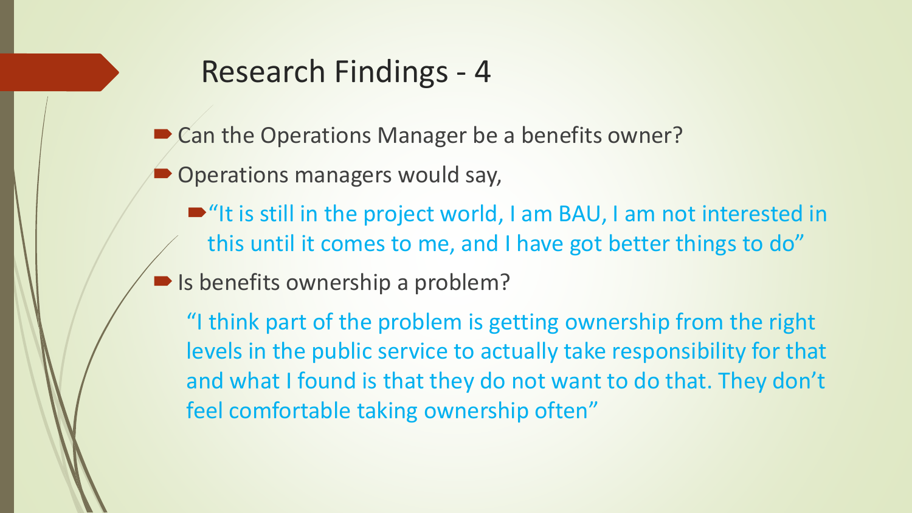# Research Findings - 4

- Can the Operations Manager be a benefits owner?
- Operations managers would say,
  - "It is still in the project world, I am BAU, I am not interested in this until it comes to me, and I have got better things to do"
- Is benefits ownership a problem?

  "I think part of the problem is getting ownership from the right levels in the public service to actually take responsibility for that and what I found is that they do not want to do that. They don't feel comfortable taking ownership often"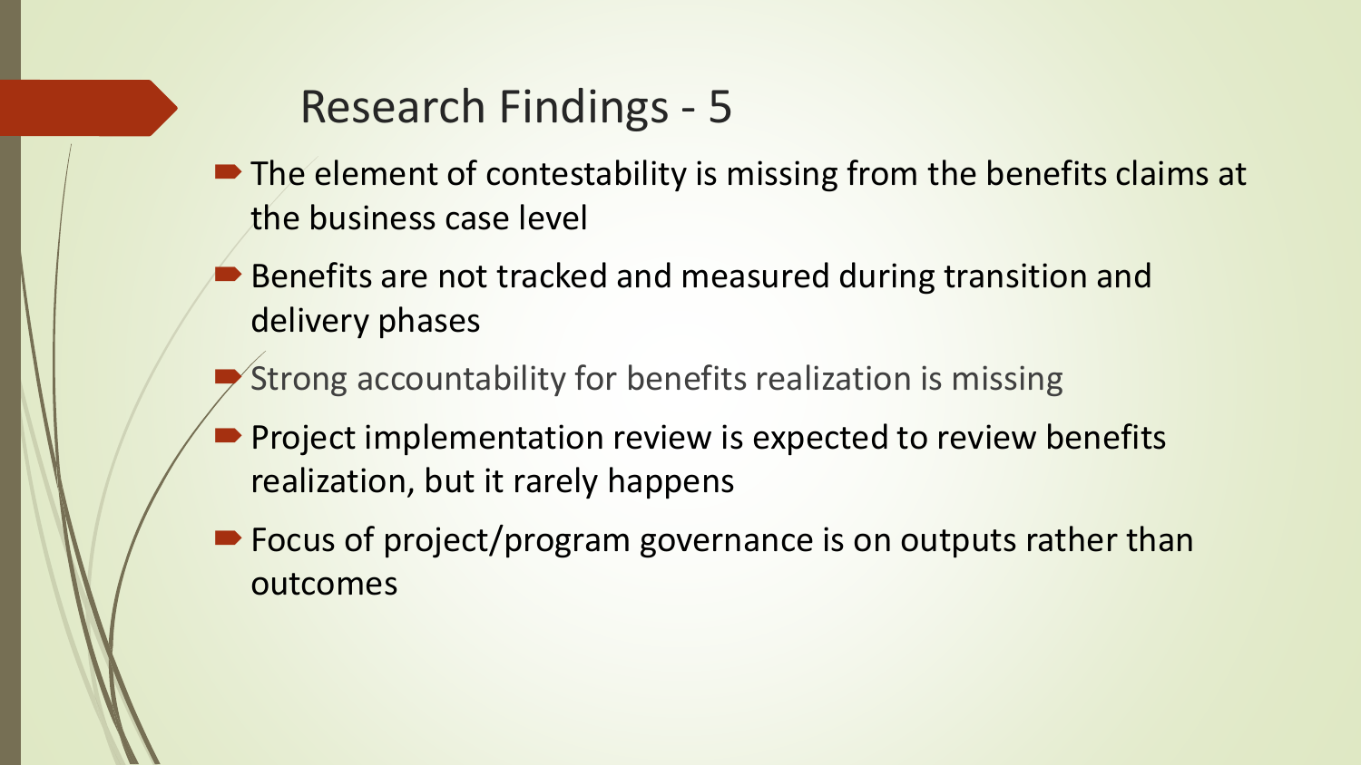# Research Findings - 5

- The element of contestability is missing from the benefits claims at the business case level
- Benefits are not tracked and measured during transition and delivery phases
- Strong accountability for benefits realization is missing
- Project implementation review is expected to review benefits realization, but it rarely happens
- Focus of project/program governance is on outputs rather than outcomes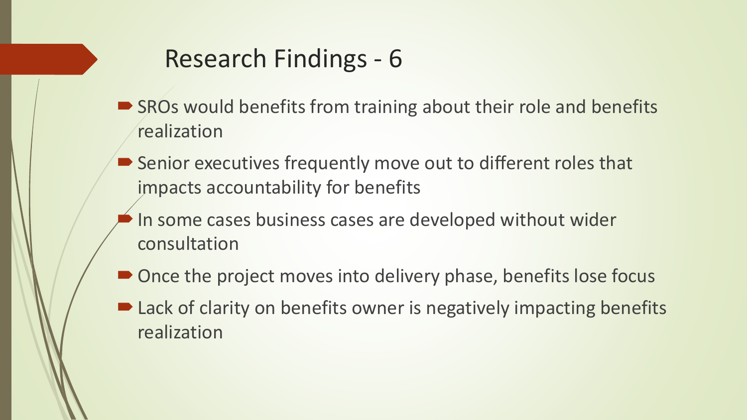# Research Findings - 6

- SROs would benefits from training about their role and benefits realization
- Senior executives frequently move out to different roles that impacts accountability for benefits
- In some cases business cases are developed without wider consultation
- Once the project moves into delivery phase, benefits lose focus
- Lack of clarity on benefits owner is negatively impacting benefits realization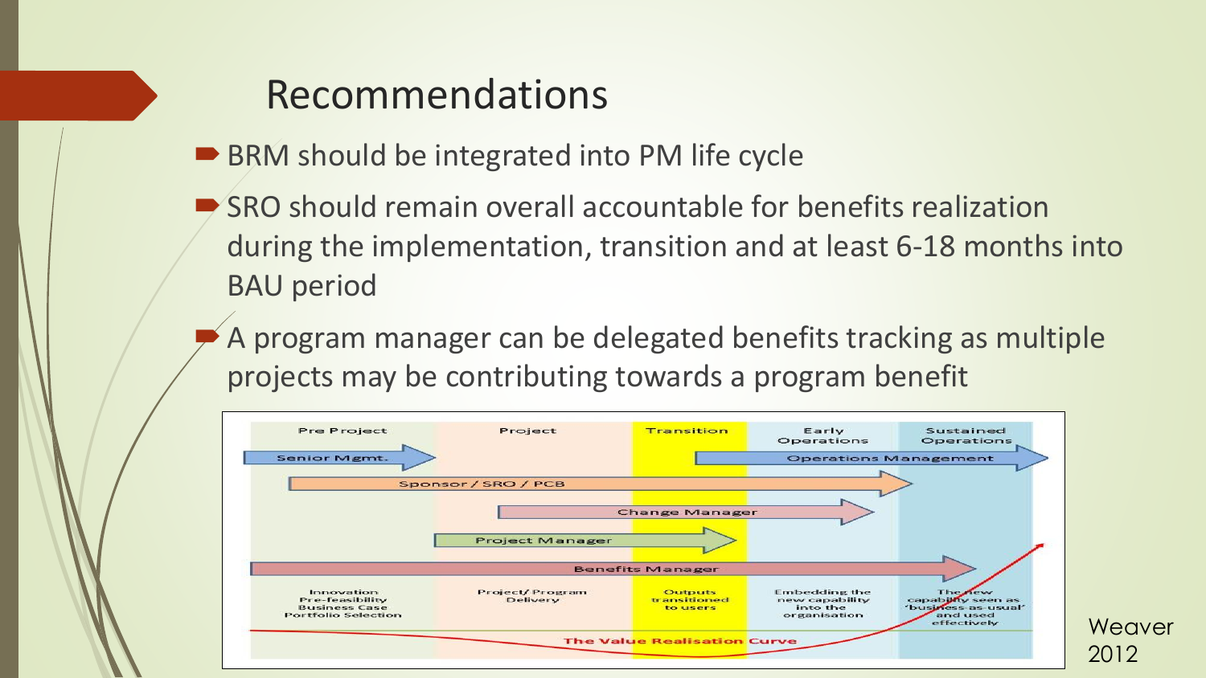# Recommendations

- BRM should be integrated into PM life cycle
- SRO should remain overall accountable for benefits realization during the implementation, transition and at least 6-18 months into BAU period
- A program manager can be delegated benefits tracking as multiple projects may be contributing towards a program benefit

| Pre Project | Project | Transition | Early Operations | Sustained Operations |
|---|---|---|---|---|
| Senior Mgmt. | | | Operations Management | |
| Sponsor / SRO / PCB | | | | |
| | Change Manager | | | |
| | Project Manager | | | |
| Benefits Manager | | | | |
| Innovation Pre-feasibility Business Case Portfolio Selection | Project/Program Delivery | Outputs transitioned to users | Embedding the new capability into the organisation | The new capability seen as 'business-as-usual' and used effectively |

The Value Realisation Curve

Weaver 2012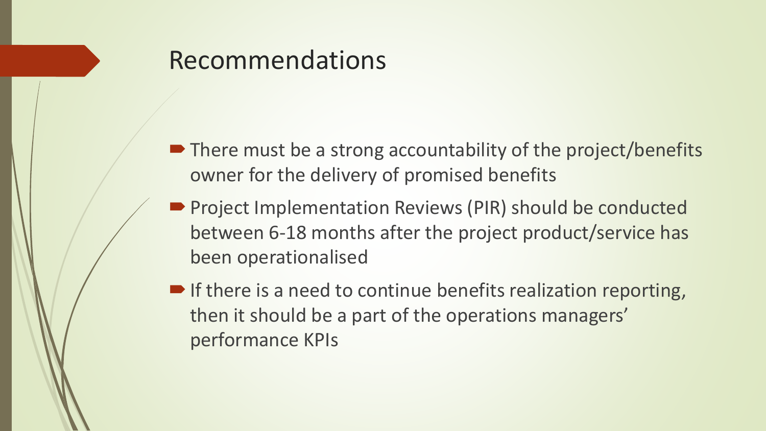# Recommendations

- There must be a strong accountability of the project/benefits owner for the delivery of promised benefits
- Project Implementation Reviews (PIR) should be conducted between 6-18 months after the project product/service has been operationalised
- If there is a need to continue benefits realization reporting, then it should be a part of the operations managers' performance KPIs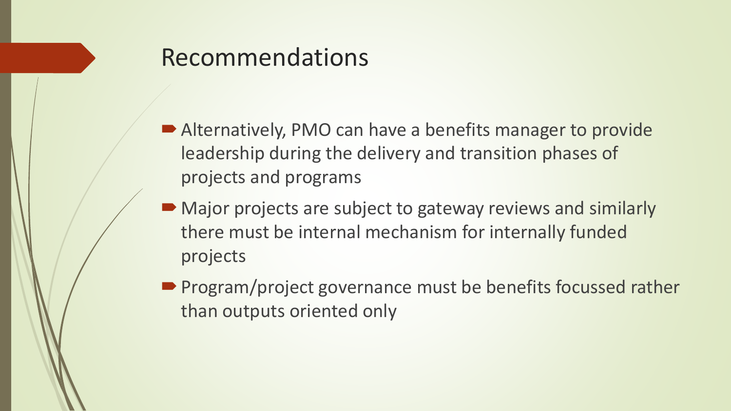# Recommendations

- Alternatively, PMO can have a benefits manager to provide leadership during the delivery and transition phases of projects and programs
- Major projects are subject to gateway reviews and similarly there must be internal mechanism for internally funded projects
- Program/project governance must be benefits focussed rather than outputs oriented only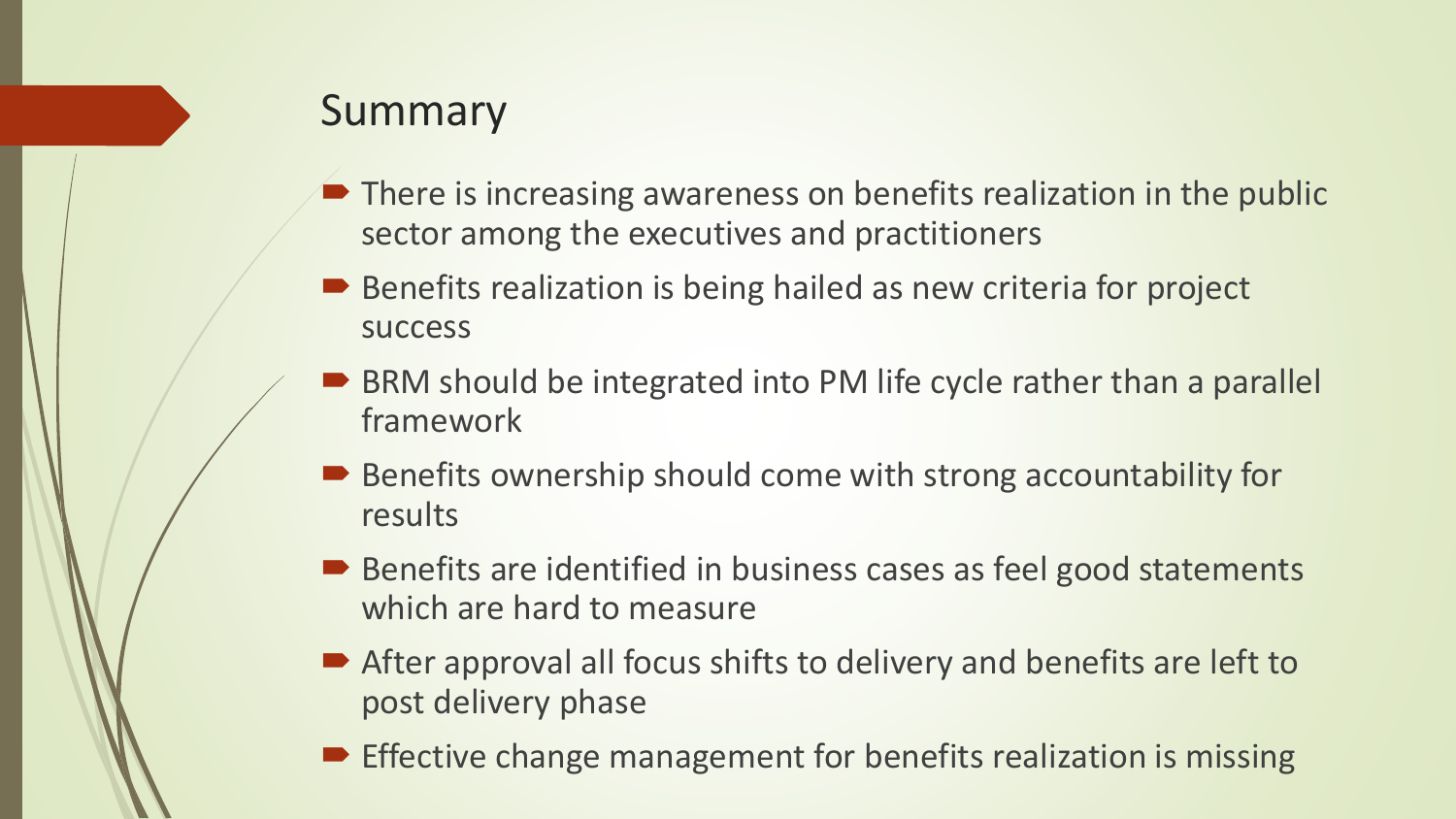## Summary

- There is increasing awareness on benefits realization in the public sector among the executives and practitioners
- Benefits realization is being hailed as new criteria for project success
- BRM should be integrated into PM life cycle rather than a parallel framework
- Benefits ownership should come with strong accountability for results
- Benefits are identified in business cases as feel good statements which are hard to measure
- After approval all focus shifts to delivery and benefits are left to post delivery phase
- Effective change management for benefits realization is missing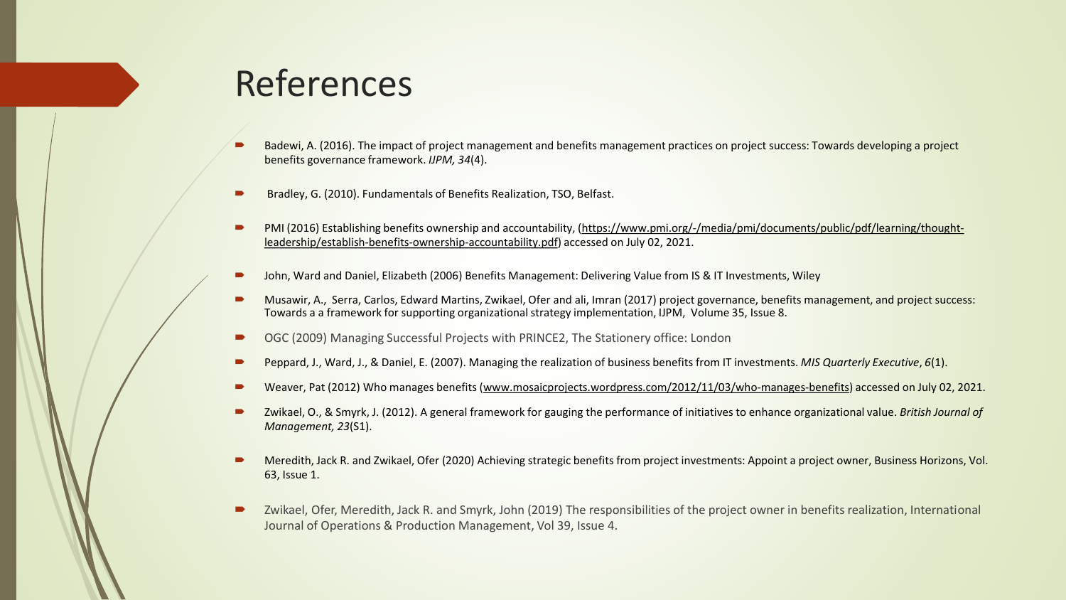# References

- Badewi, A. (2016). The impact of project management and benefits management practices on project success: Towards developing a project benefits governance framework. *IJPM, 34*(4).
- Bradley, G. (2010). Fundamentals of Benefits Realization, TSO, Belfast.
- PMI (2016) Establishing benefits ownership and accountability, (https://www.pmi.org/-/media/pmi/documents/public/pdf/learning/thought-leadership/establish-benefits-ownership-accountability.pdf) accessed on July 02, 2021.
- John, Ward and Daniel, Elizabeth (2006) Benefits Management: Delivering Value from IS & IT Investments, Wiley
- Musawir, A., Serra, Carlos, Edward Martins, Zwikael, Ofer and ali, Imran (2017) project governance, benefits management, and project success: Towards a a framework for supporting organizational strategy implementation, IJPM, Volume 35, Issue 8.
- OGC (2009) Managing Successful Projects with PRINCE2, The Stationery office: London
- Peppard, J., Ward, J., & Daniel, E. (2007). Managing the realization of business benefits from IT investments. *MIS Quarterly Executive*, *6*(1).
- Weaver, Pat (2012) Who manages benefits (www.mosaicprojects.wordpress.com/2012/11/03/who-manages-benefits) accessed on July 02, 2021.
- Zwikael, O., & Smyrk, J. (2012). A general framework for gauging the performance of initiatives to enhance organizational value. *British Journal of Management, 23*(S1).
- Meredith, Jack R. and Zwikael, Ofer (2020) Achieving strategic benefits from project investments: Appoint a project owner, Business Horizons, Vol. 63, Issue 1.
- Zwikael, Ofer, Meredith, Jack R. and Smyrk, John (2019) The responsibilities of the project owner in benefits realization, International Journal of Operations & Production Management, Vol 39, Issue 4.